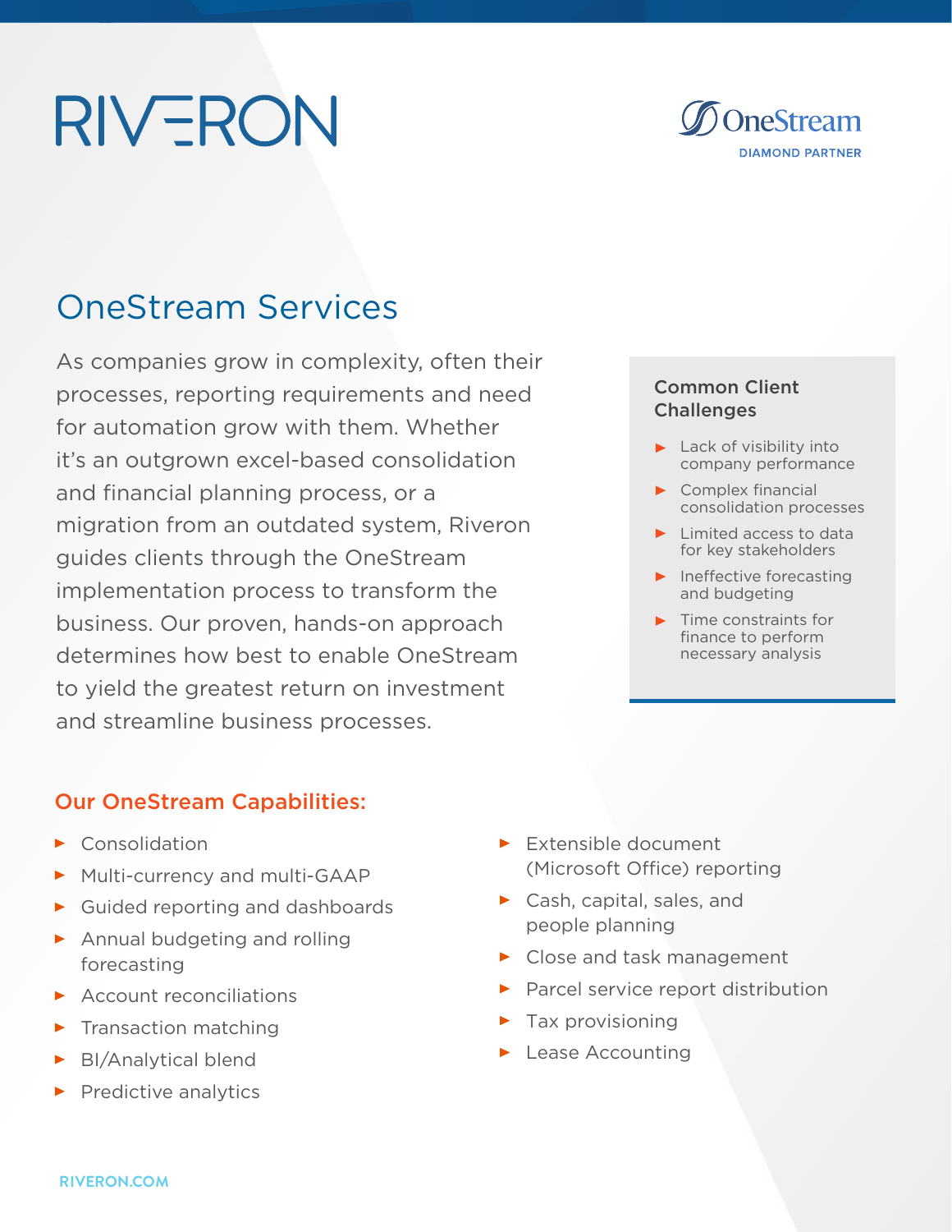RIVERON

OneStream
DIAMOND PARTNER

# OneStream Services

As companies grow in complexity, often their processes, reporting requirements and need for automation grow with them. Whether it's an outgrown excel-based consolidation and financial planning process, or a migration from an outdated system, Riveron guides clients through the OneStream implementation process to transform the business. Our proven, hands-on approach determines how best to enable OneStream to yield the greatest return on investment and streamline business processes.

### Common Client Challenges

- Lack of visibility into company performance
- Complex financial consolidation processes
- Limited access to data for key stakeholders
- Ineffective forecasting and budgeting
- Time constraints for finance to perform necessary analysis

## Our OneStream Capabilities:

- Consolidation
- Multi-currency and multi-GAAP
- Guided reporting and dashboards
- Annual budgeting and rolling forecasting
- Account reconciliations
- Transaction matching
- BI/Analytical blend
- Predictive analytics
- Extensible document (Microsoft Office) reporting
- Cash, capital, sales, and people planning
- Close and task management
- Parcel service report distribution
- Tax provisioning
- Lease Accounting

RIVERON.COM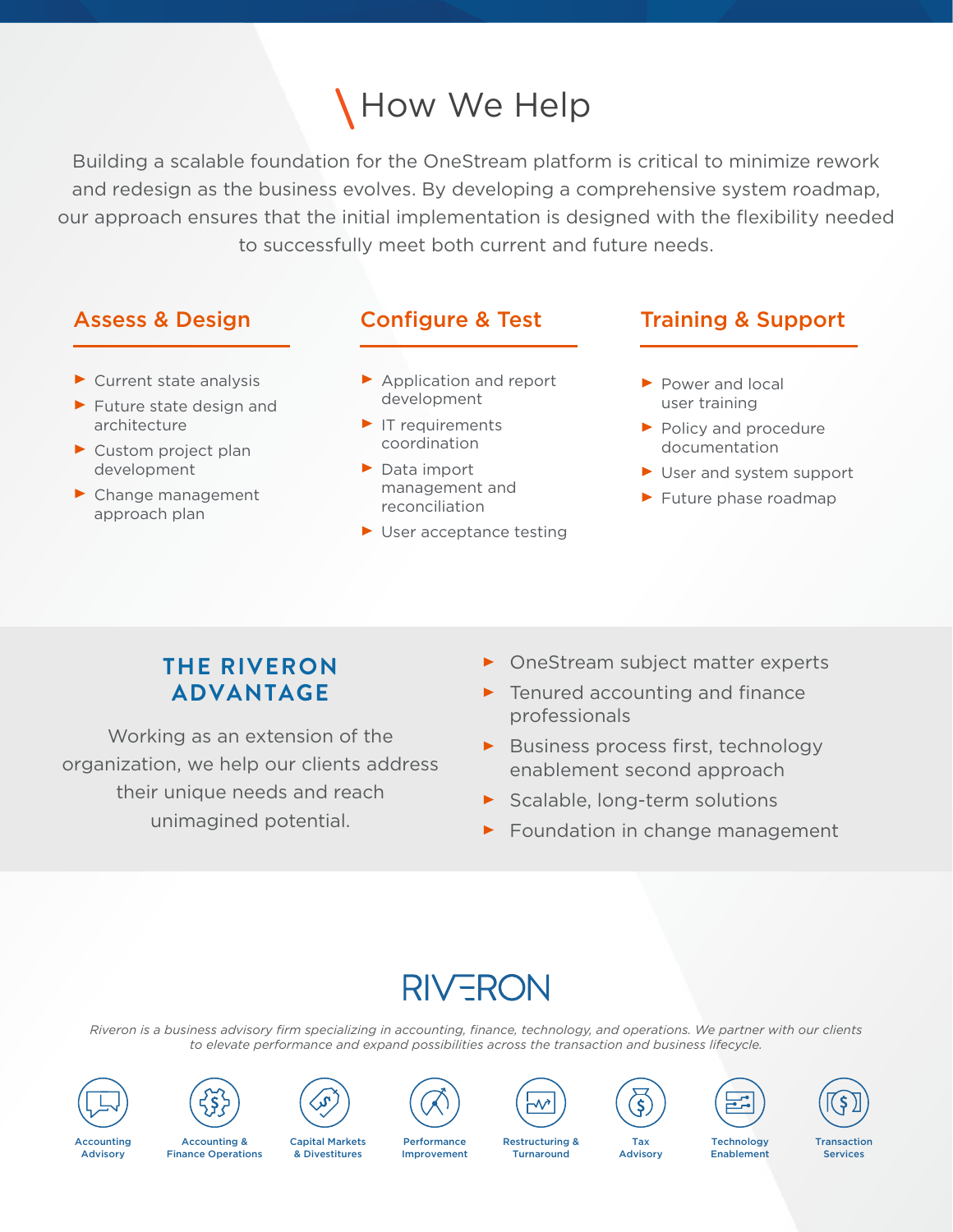# How We Help

Building a scalable foundation for the OneStream platform is critical to minimize rework and redesign as the business evolves. By developing a comprehensive system roadmap, our approach ensures that the initial implementation is designed with the flexibility needed to successfully meet both current and future needs.

## Assess & Design

- Current state analysis
- Future state design and architecture
- Custom project plan development
- Change management approach plan

## Configure & Test

- Application and report development
- IT requirements coordination
- Data import management and reconciliation
- User acceptance testing

## Training & Support

- Power and local user training
- Policy and procedure documentation
- User and system support
- Future phase roadmap

## THE RIVERON ADVANTAGE

Working as an extension of the organization, we help our clients address their unique needs and reach unimagined potential.

- OneStream subject matter experts
- Tenured accounting and finance professionals
- Business process first, technology enablement second approach
- Scalable, long-term solutions
- Foundation in change management

RIVERON

*Riveron is a business advisory firm specializing in accounting, finance, technology, and operations. We partner with our clients to elevate performance and expand possibilities across the transaction and business lifecycle.*

Accounting Advisory | Accounting & Finance Operations | Capital Markets & Divestitures | Performance Improvement | Restructuring & Turnaround | Tax Advisory | Technology Enablement | Transaction Services